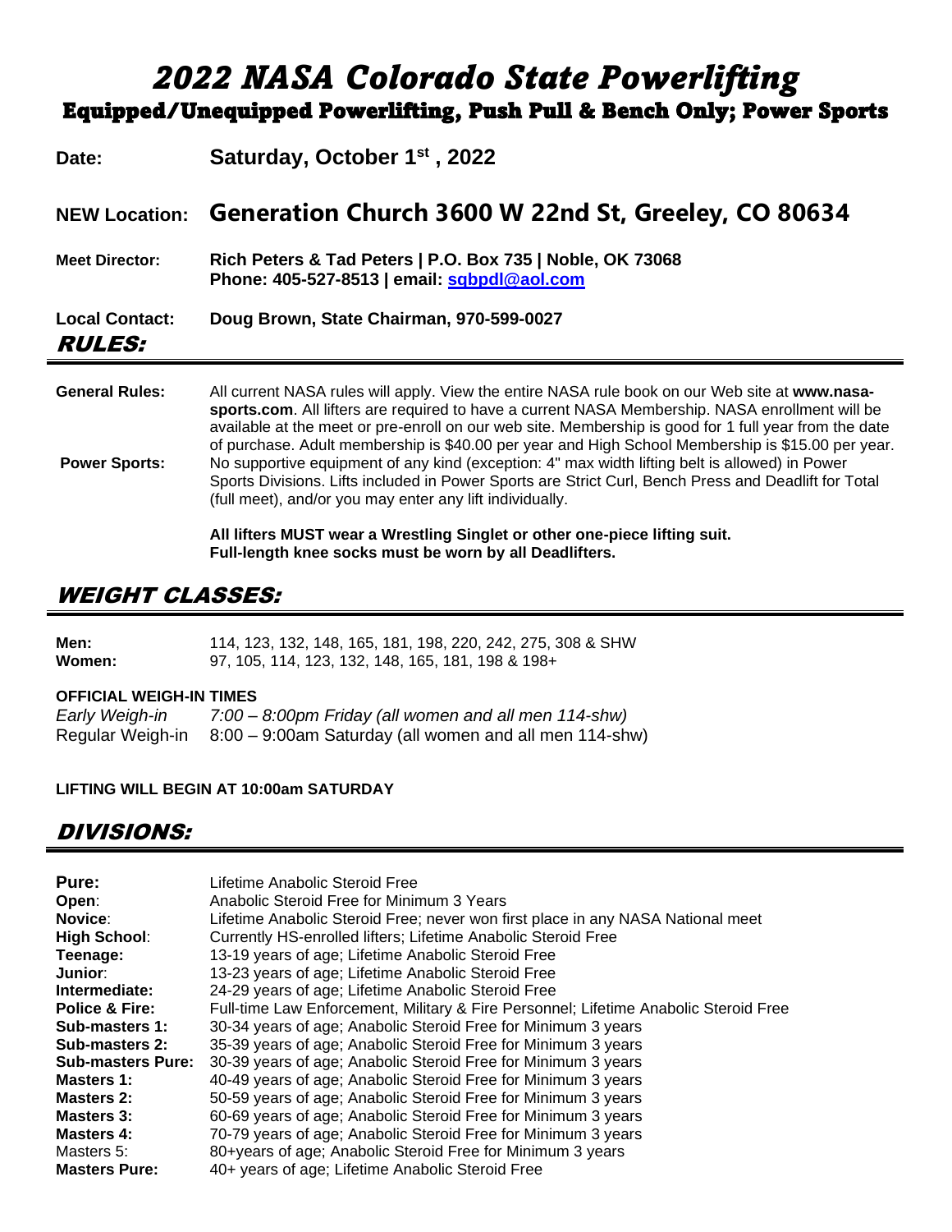# *2022 NASA Colorado State Powerlifting*

## Equipped/Unequipped Powerlifting, Push Pull & Bench Only; Power Sports

**Date:** **Saturday, October 1st , 2022**

**NEW Location:** **Generation Church 3600 W 22nd St, Greeley, CO 80634**

**Meet Director:** **Rich Peters & Tad Peters | P.O. Box 735 | Noble, OK 73068**
**Phone: 405-527-8513 | email: sqbpdl@aol.com**

**Local Contact:** **Doug Brown, State Chairman, 970-599-0027**

## *RULES:*

**General Rules:** All current NASA rules will apply. View the entire NASA rule book on our Web site at **www.nasa-sports.com**. All lifters are required to have a current NASA Membership. NASA enrollment will be available at the meet or pre-enroll on our web site. Membership is good for 1 full year from the date of purchase. Adult membership is $40.00 per year and High School Membership is $15.00 per year.

**Power Sports:** No supportive equipment of any kind (exception: 4" max width lifting belt is allowed) in Power Sports Divisions. Lifts included in Power Sports are Strict Curl, Bench Press and Deadlift for Total (full meet), and/or you may enter any lift individually.

**All lifters MUST wear a Wrestling Singlet or other one-piece lifting suit.**
**Full-length knee socks must be worn by all Deadlifters.**

## *WEIGHT CLASSES:*

**Men:** 114, 123, 132, 148, 165, 181, 198, 220, 242, 275, 308 & SHW
**Women:** 97, 105, 114, 123, 132, 148, 165, 181, 198 & 198+

**OFFICIAL WEIGH-IN TIMES**

*Early Weigh-in* *7:00 – 8:00pm Friday (all women and all men 114-shw)*
Regular Weigh-in 8:00 – 9:00am Saturday (all women and all men 114-shw)

**LIFTING WILL BEGIN AT 10:00am SATURDAY**

## *DIVISIONS:*

**Pure:** Lifetime Anabolic Steroid Free
**Open**: Anabolic Steroid Free for Minimum 3 Years
**Novice**: Lifetime Anabolic Steroid Free; never won first place in any NASA National meet
**High School**: Currently HS-enrolled lifters; Lifetime Anabolic Steroid Free
**Teenage:** 13-19 years of age; Lifetime Anabolic Steroid Free
**Junior**: 13-23 years of age; Lifetime Anabolic Steroid Free
**Intermediate:** 24-29 years of age; Lifetime Anabolic Steroid Free
**Police & Fire:** Full-time Law Enforcement, Military & Fire Personnel; Lifetime Anabolic Steroid Free
**Sub-masters 1:** 30-34 years of age; Anabolic Steroid Free for Minimum 3 years
**Sub-masters 2:** 35-39 years of age; Anabolic Steroid Free for Minimum 3 years
**Sub-masters Pure:** 30-39 years of age; Anabolic Steroid Free for Minimum 3 years
**Masters 1:** 40-49 years of age; Anabolic Steroid Free for Minimum 3 years
**Masters 2:** 50-59 years of age; Anabolic Steroid Free for Minimum 3 years
**Masters 3:** 60-69 years of age; Anabolic Steroid Free for Minimum 3 years
**Masters 4:** 70-79 years of age; Anabolic Steroid Free for Minimum 3 years
Masters 5: 80+years of age; Anabolic Steroid Free for Minimum 3 years
**Masters Pure:** 40+ years of age; Lifetime Anabolic Steroid Free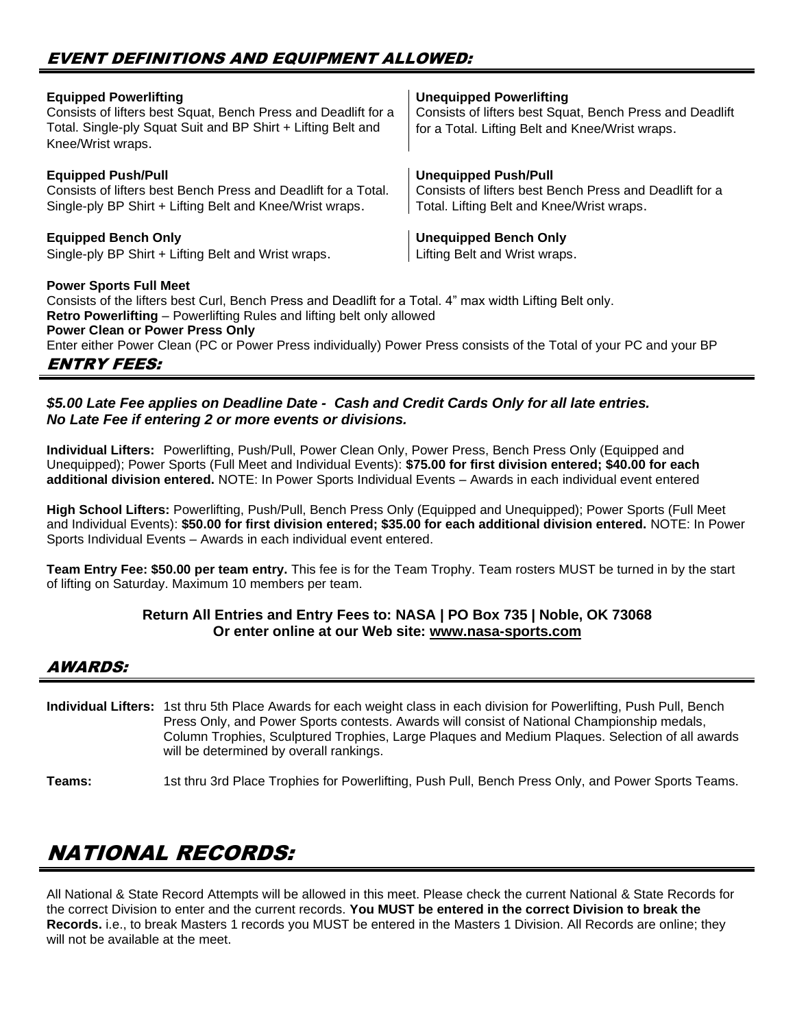## EVENT DEFINITIONS AND EQUIPMENT ALLOWED:

**Equipped Powerlifting**
Consists of lifters best Squat, Bench Press and Deadlift for a Total. Single-ply Squat Suit and BP Shirt + Lifting Belt and Knee/Wrist wraps.

**Unequipped Powerlifting**
Consists of lifters best Squat, Bench Press and Deadlift for a Total. Lifting Belt and Knee/Wrist wraps.

**Equipped Push/Pull**
Consists of lifters best Bench Press and Deadlift for a Total. Single-ply BP Shirt + Lifting Belt and Knee/Wrist wraps.

**Unequipped Push/Pull**
Consists of lifters best Bench Press and Deadlift for a Total. Lifting Belt and Knee/Wrist wraps.

**Equipped Bench Only**
Single-ply BP Shirt + Lifting Belt and Wrist wraps.

**Unequipped Bench Only**
Lifting Belt and Wrist wraps.

**Power Sports Full Meet**
Consists of the lifters best Curl, Bench Press and Deadlift for a Total. 4" max width Lifting Belt only.
**Retro Powerlifting** – Powerlifting Rules and lifting belt only allowed
**Power Clean or Power Press Only**
Enter either Power Clean (PC or Power Press individually) Power Press consists of the Total of your PC and your BP

## ENTRY FEES:

***$5.00 Late Fee applies on Deadline Date - Cash and Credit Cards Only for all late entries.***
***No Late Fee if entering 2 or more events or divisions.***

**Individual Lifters:** Powerlifting, Push/Pull, Power Clean Only, Power Press, Bench Press Only (Equipped and Unequipped); Power Sports (Full Meet and Individual Events): **$75.00 for first division entered; $40.00 for each additional division entered.** NOTE: In Power Sports Individual Events – Awards in each individual event entered

**High School Lifters:** Powerlifting, Push/Pull, Bench Press Only (Equipped and Unequipped); Power Sports (Full Meet and Individual Events): **$50.00 for first division entered; $35.00 for each additional division entered.** NOTE: In Power Sports Individual Events – Awards in each individual event entered.

**Team Entry Fee: $50.00 per team entry.** This fee is for the Team Trophy. Team rosters MUST be turned in by the start of lifting on Saturday. Maximum 10 members per team.

**Return All Entries and Entry Fees to: NASA | PO Box 735 | Noble, OK 73068**
**Or enter online at our Web site: www.nasa-sports.com**

## AWARDS:

**Individual Lifters:** 1st thru 5th Place Awards for each weight class in each division for Powerlifting, Push Pull, Bench Press Only, and Power Sports contests. Awards will consist of National Championship medals, Column Trophies, Sculptured Trophies, Large Plaques and Medium Plaques. Selection of all awards will be determined by overall rankings.

**Teams:** 1st thru 3rd Place Trophies for Powerlifting, Push Pull, Bench Press Only, and Power Sports Teams.

# NATIONAL RECORDS:

All National & State Record Attempts will be allowed in this meet. Please check the current National & State Records for the correct Division to enter and the current records. **You MUST be entered in the correct Division to break the Records.** i.e., to break Masters 1 records you MUST be entered in the Masters 1 Division. All Records are online; they will not be available at the meet.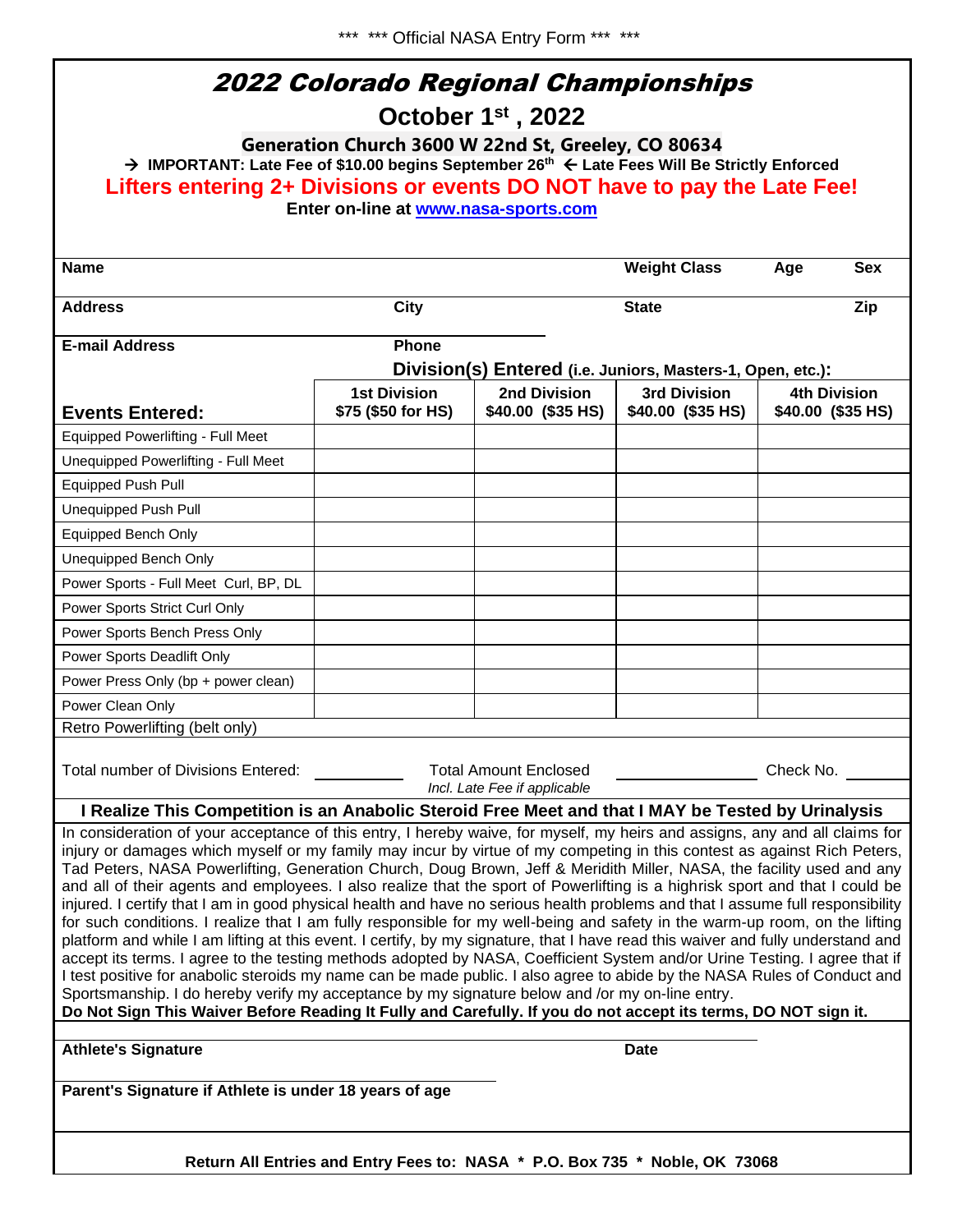\*\*\* \*\*\* Official NASA Entry Form \*\*\* \*\*\*

# *2022 Colorado Regional Championships*

## October 1st , 2022

**Generation Church 3600 W 22nd St, Greeley, CO 80634**

**→ IMPORTANT: Late Fee of $10.00 begins September 26th ← Late Fees Will Be Strictly Enforced**

**Lifters entering 2+ Divisions or events DO NOT have to pay the Late Fee!**

**Enter on-line at [www.nasa-sports.com](http://www.nasa-sports.com)**

| **Name** | | **Weight Class** | **Age** | **Sex** |
|---|---|---|---|---|
| **Address** | **City** | **State** | | **Zip** |
| **E-mail Address** | **Phone** | | | |

**Division(s) Entered (i.e. Juniors, Masters-1, Open, etc.):**

| **Events Entered:** | **1st Division $75 ($50 for HS)** | **2nd Division $40.00 ($35 HS)** | **3rd Division $40.00 ($35 HS)** | **4th Division $40.00 ($35 HS)** |
|---|---|---|---|---|
| Equipped Powerlifting - Full Meet | | | | |
| Unequipped Powerlifting - Full Meet | | | | |
| Equipped Push Pull | | | | |
| Unequipped Push Pull | | | | |
| Equipped Bench Only | | | | |
| Unequipped Bench Only | | | | |
| Power Sports - Full Meet Curl, BP, DL | | | | |
| Power Sports Strict Curl Only | | | | |
| Power Sports Bench Press Only | | | | |
| Power Sports Deadlift Only | | | | |
| Power Press Only (bp + power clean) | | | | |
| Power Clean Only | | | | |
| Retro Powerlifting (belt only) | | | | |

Total number of Divisions Entered: \_\_\_\_\_\_\_\_\_\_ Total Amount Enclosed *Incl. Late Fee if applicable* \_\_\_\_\_\_\_\_\_\_\_\_\_\_\_\_ Check No. \_\_\_\_\_\_\_\_

**I Realize This Competition is an Anabolic Steroid Free Meet and that I MAY be Tested by Urinalysis**

In consideration of your acceptance of this entry, I hereby waive, for myself, my heirs and assigns, any and all claims for injury or damages which myself or my family may incur by virtue of my competing in this contest as against Rich Peters, Tad Peters, NASA Powerlifting, Generation Church, Doug Brown, Jeff & Meridith Miller, NASA, the facility used and any and all of their agents and employees. I also realize that the sport of Powerlifting is a highrisk sport and that I could be injured. I certify that I am in good physical health and have no serious health problems and that I assume full responsibility for such conditions. I realize that I am fully responsible for my well-being and safety in the warm-up room, on the lifting platform and while I am lifting at this event. I certify, by my signature, that I have read this waiver and fully understand and accept its terms. I agree to the testing methods adopted by NASA, Coefficient System and/or Urine Testing. I agree that if I test positive for anabolic steroids my name can be made public. I also agree to abide by the NASA Rules of Conduct and Sportsmanship. I do hereby verify my acceptance by my signature below and /or my on-line entry.

**Do Not Sign This Waiver Before Reading It Fully and Carefully. If you do not accept its terms, DO NOT sign it.**

**Athlete's Signature** \_\_\_\_\_\_\_\_\_\_\_\_\_\_\_\_\_\_\_\_\_\_\_\_\_\_\_\_ **Date**

**Parent's Signature if Athlete is under 18 years of age** \_\_\_\_\_\_\_\_\_\_\_\_\_\_\_\_\_\_\_\_\_\_\_\_\_\_\_\_

**Return All Entries and Entry Fees to: NASA \* P.O. Box 735 \* Noble, OK 73068**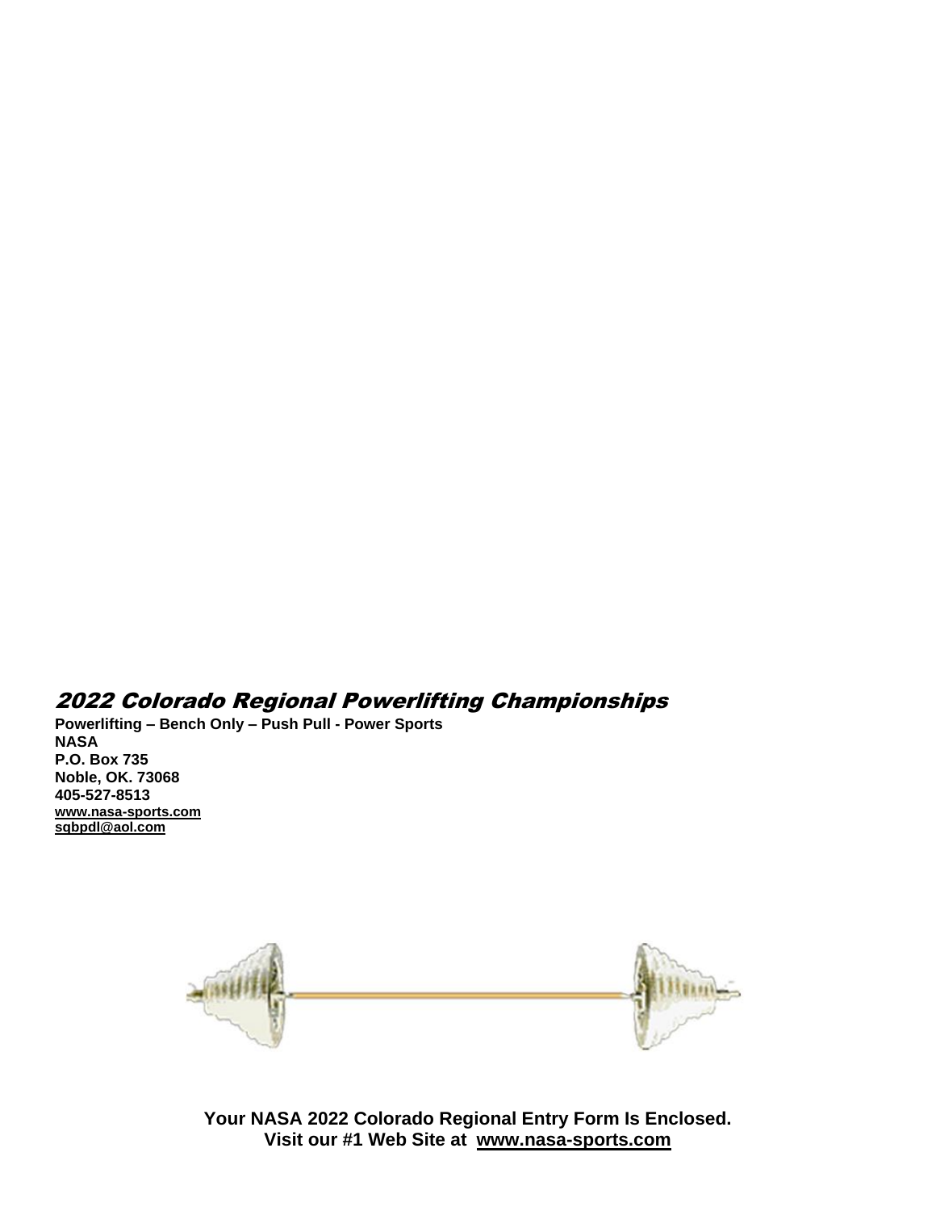## *2022 Colorado Regional Powerlifting Championships*

**Powerlifting – Bench Only – Push Pull - Power Sports**
**NASA**
**P.O. Box 735**
**Noble, OK. 73068**
**405-527-8513**
**www.nasa-sports.com**
**sqbpdl@aol.com**

**Your NASA 2022 Colorado Regional Entry Form Is Enclosed.**
**Visit our #1 Web Site at www.nasa-sports.com**